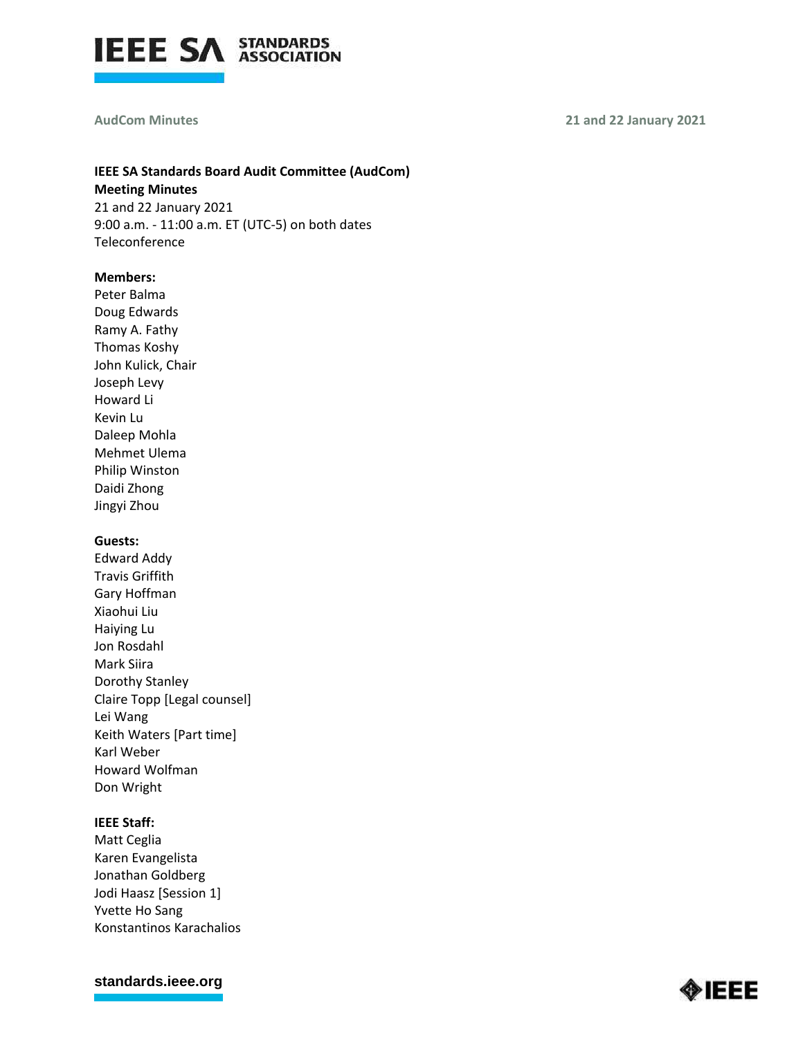**IEEE SA Standards Board Audit Committee (AudCom)**
**Meeting Minutes**
21 and 22 January 2021
9:00 a.m. - 11:00 a.m. ET (UTC-5) on both dates
Teleconference

**Members:**
Peter Balma
Doug Edwards
Ramy A. Fathy
Thomas Koshy
John Kulick, Chair
Joseph Levy
Howard Li
Kevin Lu
Daleep Mohla
Mehmet Ulema
Philip Winston
Daidi Zhong
Jingyi Zhou

**Guests:**
Edward Addy
Travis Griffith
Gary Hoffman
Xiaohui Liu
Haiying Lu
Jon Rosdahl
Mark Siira
Dorothy Stanley
Claire Topp [Legal counsel]
Lei Wang
Keith Waters [Part time]
Karl Weber
Howard Wolfman
Don Wright

**IEEE Staff:**
Matt Ceglia
Karen Evangelista
Jonathan Goldberg
Jodi Haasz [Session 1]
Yvette Ho Sang
Konstantinos Karachalios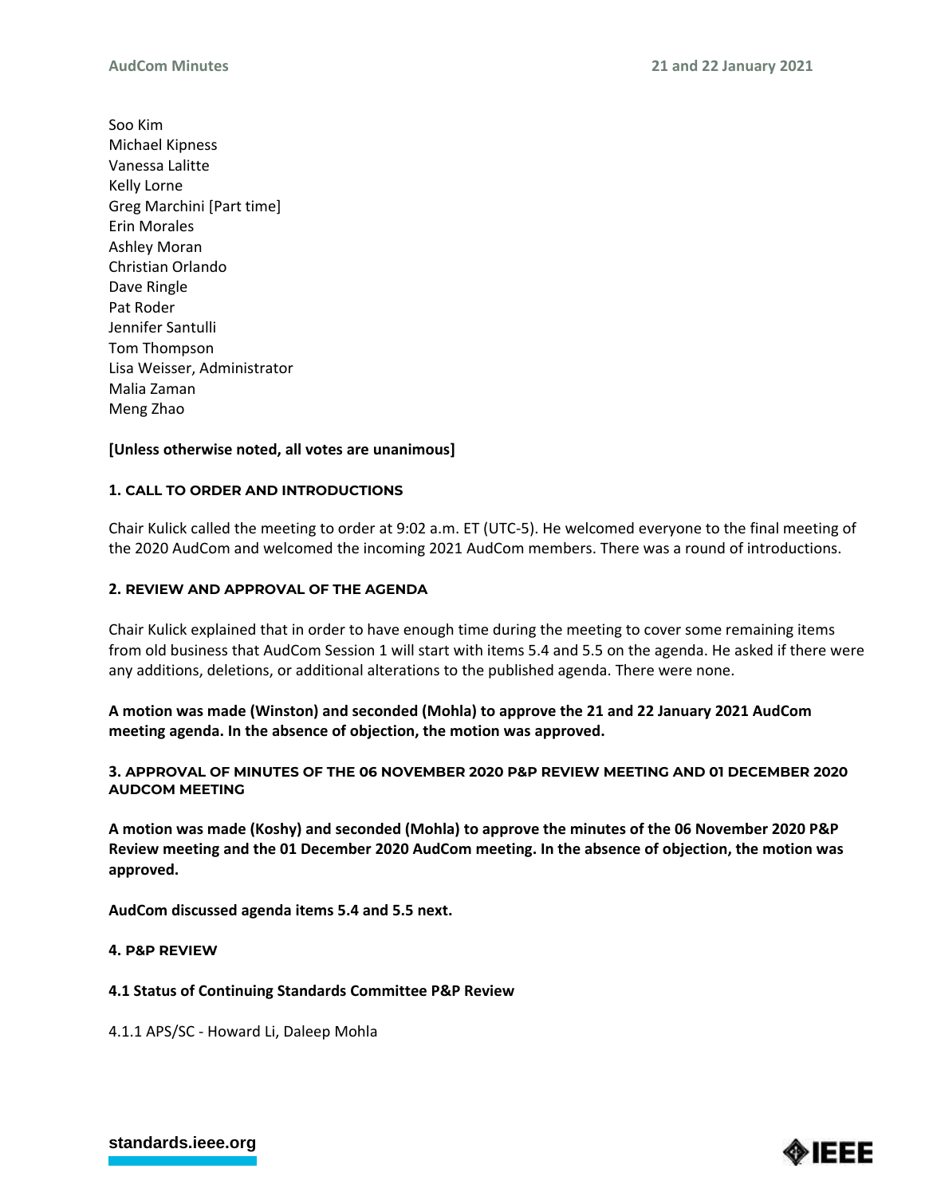Soo Kim
Michael Kipness
Vanessa Lalitte
Kelly Lorne
Greg Marchini [Part time]
Erin Morales
Ashley Moran
Christian Orlando
Dave Ringle
Pat Roder
Jennifer Santulli
Tom Thompson
Lisa Weisser, Administrator
Malia Zaman
Meng Zhao

**[Unless otherwise noted, all votes are unanimous]**

## 1. CALL TO ORDER AND INTRODUCTIONS

Chair Kulick called the meeting to order at 9:02 a.m. ET (UTC-5). He welcomed everyone to the final meeting of the 2020 AudCom and welcomed the incoming 2021 AudCom members. There was a round of introductions.

## 2. REVIEW AND APPROVAL OF THE AGENDA

Chair Kulick explained that in order to have enough time during the meeting to cover some remaining items from old business that AudCom Session 1 will start with items 5.4 and 5.5 on the agenda. He asked if there were any additions, deletions, or additional alterations to the published agenda. There were none.

**A motion was made (Winston) and seconded (Mohla) to approve the 21 and 22 January 2021 AudCom meeting agenda. In the absence of objection, the motion was approved.**

## 3. APPROVAL OF MINUTES OF THE 06 NOVEMBER 2020 P&P REVIEW MEETING AND 01 DECEMBER 2020 AUDCOM MEETING

**A motion was made (Koshy) and seconded (Mohla) to approve the minutes of the 06 November 2020 P&P Review meeting and the 01 December 2020 AudCom meeting. In the absence of objection, the motion was approved.**

**AudCom discussed agenda items 5.4 and 5.5 next.**

## 4. P&P REVIEW

### 4.1 Status of Continuing Standards Committee P&P Review

4.1.1 APS/SC - Howard Li, Daleep Mohla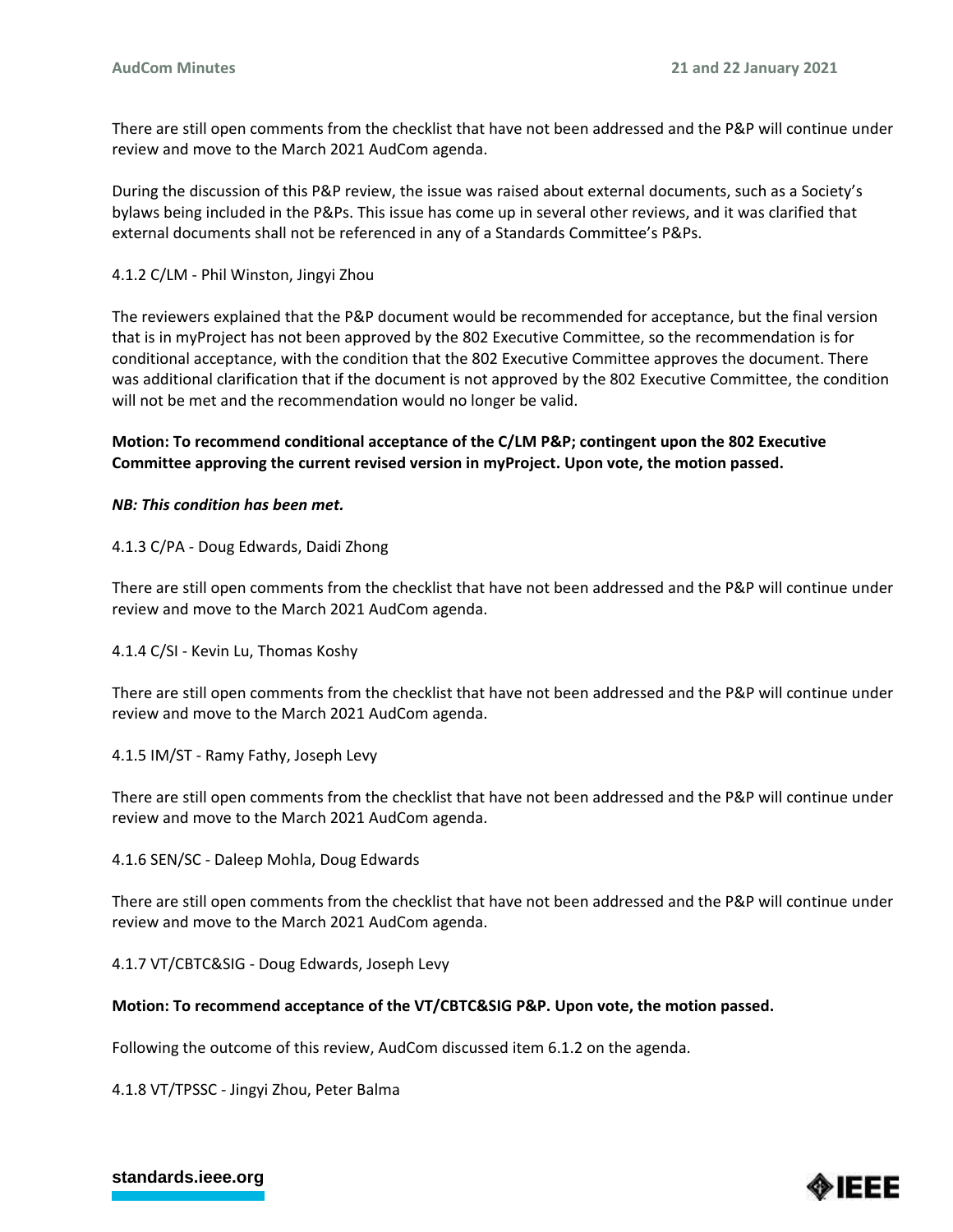There are still open comments from the checklist that have not been addressed and the P&P will continue under review and move to the March 2021 AudCom agenda.

During the discussion of this P&P review, the issue was raised about external documents, such as a Society's bylaws being included in the P&Ps. This issue has come up in several other reviews, and it was clarified that external documents shall not be referenced in any of a Standards Committee's P&Ps.

4.1.2 C/LM - Phil Winston, Jingyi Zhou

The reviewers explained that the P&P document would be recommended for acceptance, but the final version that is in myProject has not been approved by the 802 Executive Committee, so the recommendation is for conditional acceptance, with the condition that the 802 Executive Committee approves the document. There was additional clarification that if the document is not approved by the 802 Executive Committee, the condition will not be met and the recommendation would no longer be valid.

**Motion: To recommend conditional acceptance of the C/LM P&P; contingent upon the 802 Executive Committee approving the current revised version in myProject. Upon vote, the motion passed.**

***NB: This condition has been met.***

4.1.3 C/PA - Doug Edwards, Daidi Zhong

There are still open comments from the checklist that have not been addressed and the P&P will continue under review and move to the March 2021 AudCom agenda.

4.1.4 C/SI - Kevin Lu, Thomas Koshy

There are still open comments from the checklist that have not been addressed and the P&P will continue under review and move to the March 2021 AudCom agenda.

4.1.5 IM/ST - Ramy Fathy, Joseph Levy

There are still open comments from the checklist that have not been addressed and the P&P will continue under review and move to the March 2021 AudCom agenda.

4.1.6 SEN/SC - Daleep Mohla, Doug Edwards

There are still open comments from the checklist that have not been addressed and the P&P will continue under review and move to the March 2021 AudCom agenda.

4.1.7 VT/CBTC&SIG - Doug Edwards, Joseph Levy

**Motion: To recommend acceptance of the VT/CBTC&SIG P&P. Upon vote, the motion passed.**

Following the outcome of this review, AudCom discussed item 6.1.2 on the agenda.

4.1.8 VT/TPSSC - Jingyi Zhou, Peter Balma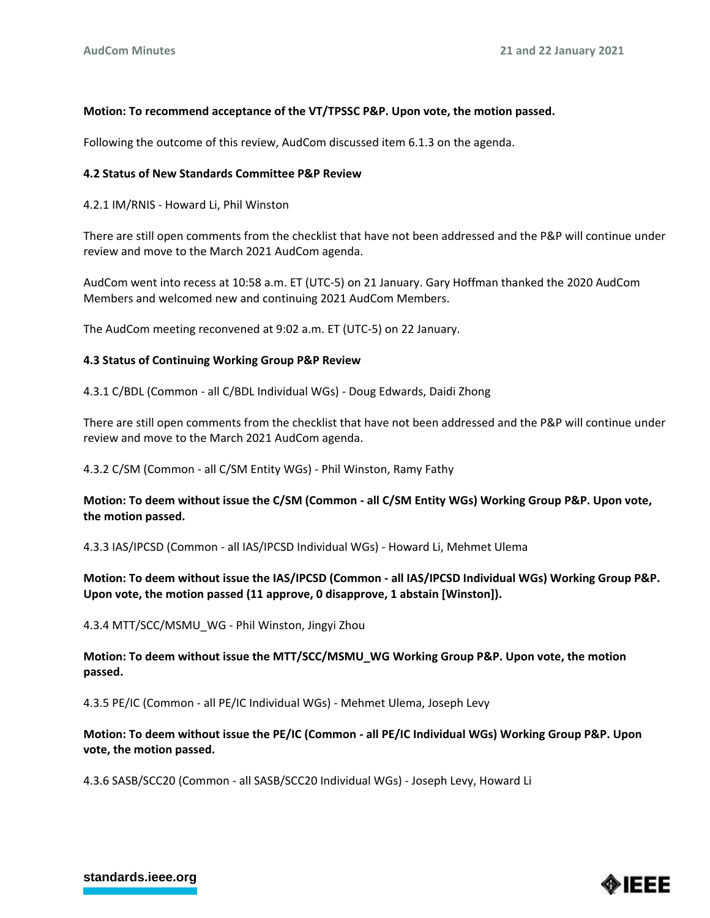**Motion: To recommend acceptance of the VT/TPSSC P&P. Upon vote, the motion passed.**

Following the outcome of this review, AudCom discussed item 6.1.3 on the agenda.

**4.2 Status of New Standards Committee P&P Review**

4.2.1 IM/RNIS - Howard Li, Phil Winston

There are still open comments from the checklist that have not been addressed and the P&P will continue under review and move to the March 2021 AudCom agenda.

AudCom went into recess at 10:58 a.m. ET (UTC-5) on 21 January. Gary Hoffman thanked the 2020 AudCom Members and welcomed new and continuing 2021 AudCom Members.

The AudCom meeting reconvened at 9:02 a.m. ET (UTC-5) on 22 January.

**4.3 Status of Continuing Working Group P&P Review**

4.3.1 C/BDL (Common - all C/BDL Individual WGs) - Doug Edwards, Daidi Zhong

There are still open comments from the checklist that have not been addressed and the P&P will continue under review and move to the March 2021 AudCom agenda.

4.3.2 C/SM (Common - all C/SM Entity WGs) - Phil Winston, Ramy Fathy

**Motion: To deem without issue the C/SM (Common - all C/SM Entity WGs) Working Group P&P. Upon vote, the motion passed.**

4.3.3 IAS/IPCSD (Common - all IAS/IPCSD Individual WGs) - Howard Li, Mehmet Ulema

**Motion: To deem without issue the IAS/IPCSD (Common - all IAS/IPCSD Individual WGs) Working Group P&P. Upon vote, the motion passed (11 approve, 0 disapprove, 1 abstain [Winston]).**

4.3.4 MTT/SCC/MSMU_WG - Phil Winston, Jingyi Zhou

**Motion: To deem without issue the MTT/SCC/MSMU_WG Working Group P&P. Upon vote, the motion passed.**

4.3.5 PE/IC (Common - all PE/IC Individual WGs) - Mehmet Ulema, Joseph Levy

**Motion: To deem without issue the PE/IC (Common - all PE/IC Individual WGs) Working Group P&P. Upon vote, the motion passed.**

4.3.6 SASB/SCC20 (Common - all SASB/SCC20 Individual WGs) - Joseph Levy, Howard Li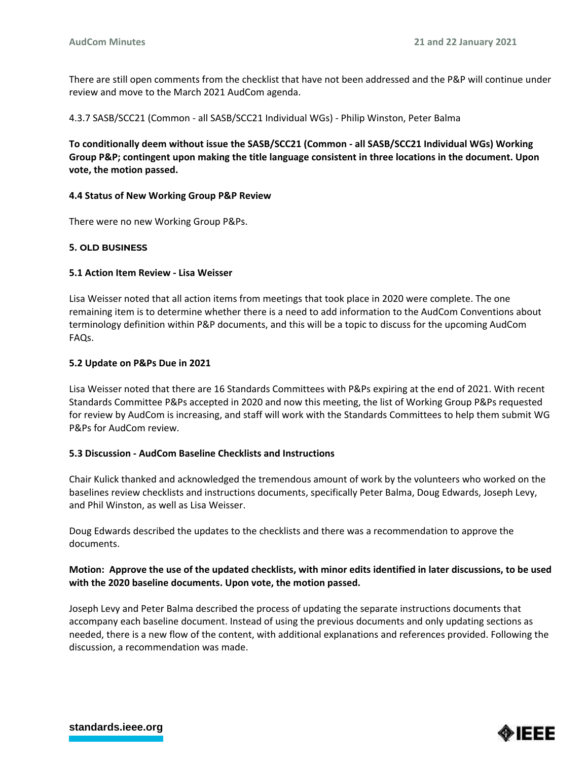There are still open comments from the checklist that have not been addressed and the P&P will continue under review and move to the March 2021 AudCom agenda.

4.3.7 SASB/SCC21 (Common - all SASB/SCC21 Individual WGs) - Philip Winston, Peter Balma

**To conditionally deem without issue the SASB/SCC21 (Common - all SASB/SCC21 Individual WGs) Working Group P&P; contingent upon making the title language consistent in three locations in the document. Upon vote, the motion passed.**

### 4.4 Status of New Working Group P&P Review

There were no new Working Group P&Ps.

## 5. OLD BUSINESS

### 5.1 Action Item Review - Lisa Weisser

Lisa Weisser noted that all action items from meetings that took place in 2020 were complete. The one remaining item is to determine whether there is a need to add information to the AudCom Conventions about terminology definition within P&P documents, and this will be a topic to discuss for the upcoming AudCom FAQs.

### 5.2 Update on P&Ps Due in 2021

Lisa Weisser noted that there are 16 Standards Committees with P&Ps expiring at the end of 2021. With recent Standards Committee P&Ps accepted in 2020 and now this meeting, the list of Working Group P&Ps requested for review by AudCom is increasing, and staff will work with the Standards Committees to help them submit WG P&Ps for AudCom review.

### 5.3 Discussion - AudCom Baseline Checklists and Instructions

Chair Kulick thanked and acknowledged the tremendous amount of work by the volunteers who worked on the baselines review checklists and instructions documents, specifically Peter Balma, Doug Edwards, Joseph Levy, and Phil Winston, as well as Lisa Weisser.

Doug Edwards described the updates to the checklists and there was a recommendation to approve the documents.

**Motion: Approve the use of the updated checklists, with minor edits identified in later discussions, to be used with the 2020 baseline documents. Upon vote, the motion passed.**

Joseph Levy and Peter Balma described the process of updating the separate instructions documents that accompany each baseline document. Instead of using the previous documents and only updating sections as needed, there is a new flow of the content, with additional explanations and references provided. Following the discussion, a recommendation was made.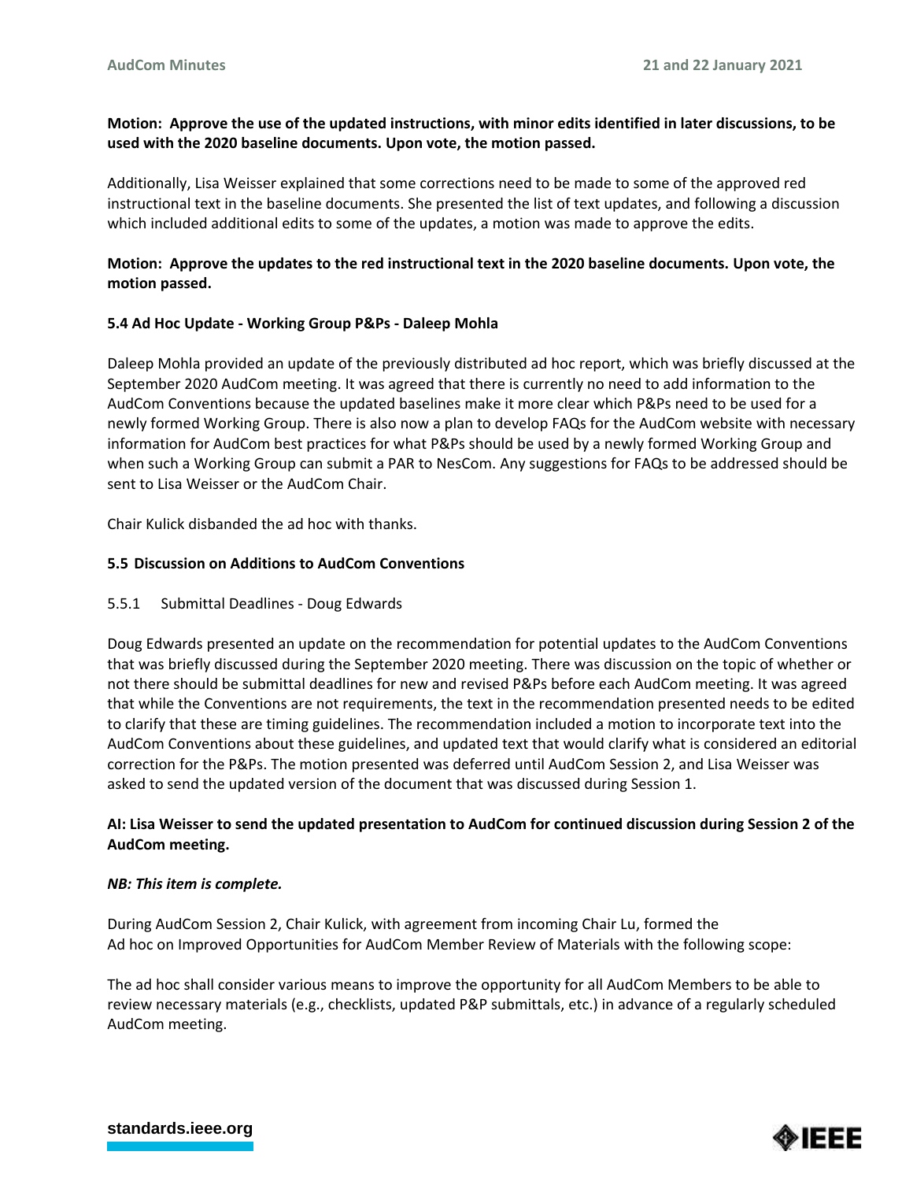**Motion: Approve the use of the updated instructions, with minor edits identified in later discussions, to be used with the 2020 baseline documents. Upon vote, the motion passed.**

Additionally, Lisa Weisser explained that some corrections need to be made to some of the approved red instructional text in the baseline documents. She presented the list of text updates, and following a discussion which included additional edits to some of the updates, a motion was made to approve the edits.

**Motion: Approve the updates to the red instructional text in the 2020 baseline documents. Upon vote, the motion passed.**

### 5.4 Ad Hoc Update - Working Group P&Ps - Daleep Mohla

Daleep Mohla provided an update of the previously distributed ad hoc report, which was briefly discussed at the September 2020 AudCom meeting. It was agreed that there is currently no need to add information to the AudCom Conventions because the updated baselines make it more clear which P&Ps need to be used for a newly formed Working Group. There is also now a plan to develop FAQs for the AudCom website with necessary information for AudCom best practices for what P&Ps should be used by a newly formed Working Group and when such a Working Group can submit a PAR to NesCom. Any suggestions for FAQs to be addressed should be sent to Lisa Weisser or the AudCom Chair.

Chair Kulick disbanded the ad hoc with thanks.

### 5.5 Discussion on Additions to AudCom Conventions

#### 5.5.1 Submittal Deadlines - Doug Edwards

Doug Edwards presented an update on the recommendation for potential updates to the AudCom Conventions that was briefly discussed during the September 2020 meeting. There was discussion on the topic of whether or not there should be submittal deadlines for new and revised P&Ps before each AudCom meeting. It was agreed that while the Conventions are not requirements, the text in the recommendation presented needs to be edited to clarify that these are timing guidelines. The recommendation included a motion to incorporate text into the AudCom Conventions about these guidelines, and updated text that would clarify what is considered an editorial correction for the P&Ps. The motion presented was deferred until AudCom Session 2, and Lisa Weisser was asked to send the updated version of the document that was discussed during Session 1.

**AI: Lisa Weisser to send the updated presentation to AudCom for continued discussion during Session 2 of the AudCom meeting.**

***NB: This item is complete.***

During AudCom Session 2, Chair Kulick, with agreement from incoming Chair Lu, formed the Ad hoc on Improved Opportunities for AudCom Member Review of Materials with the following scope:

The ad hoc shall consider various means to improve the opportunity for all AudCom Members to be able to review necessary materials (e.g., checklists, updated P&P submittals, etc.) in advance of a regularly scheduled AudCom meeting.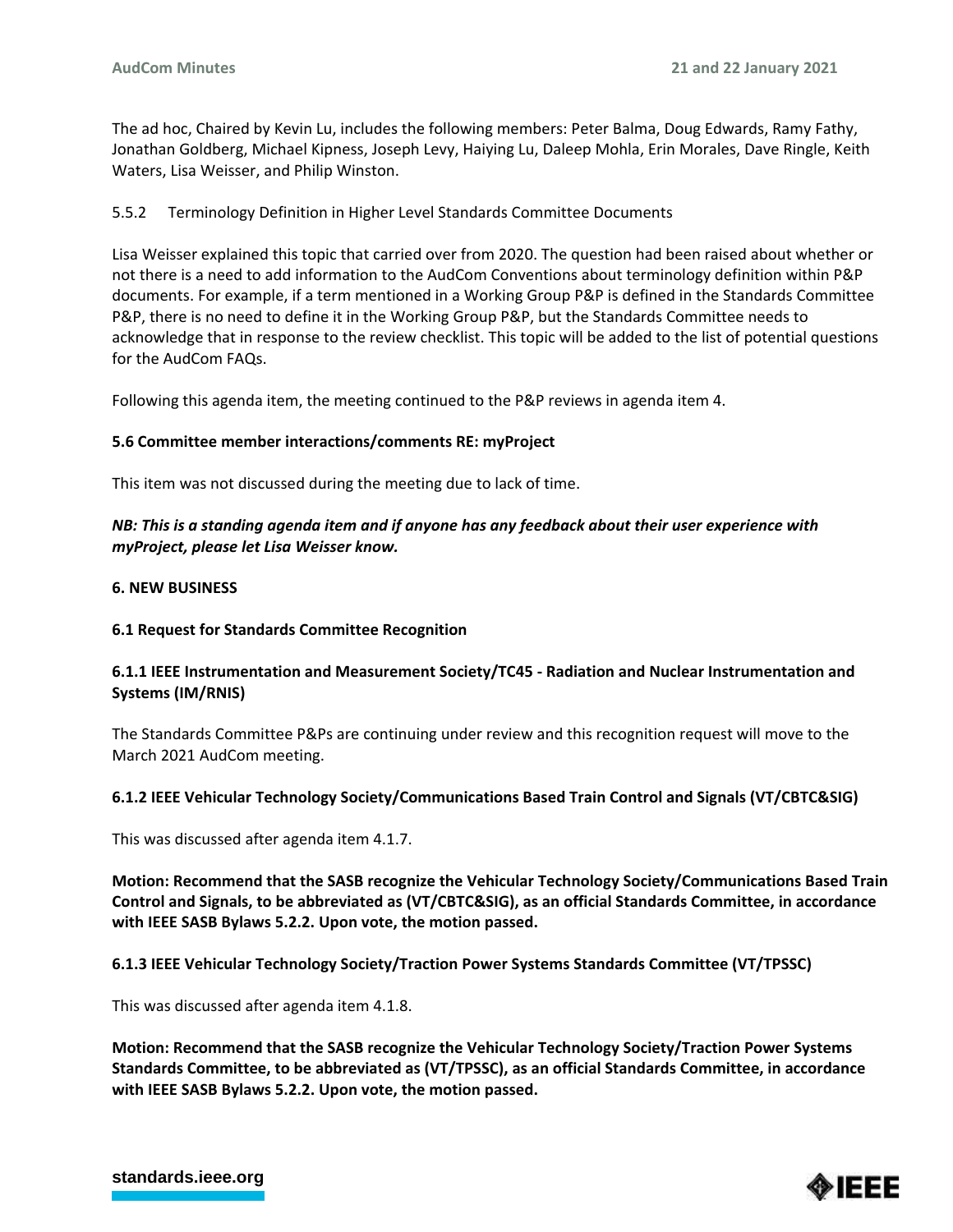The ad hoc, Chaired by Kevin Lu, includes the following members: Peter Balma, Doug Edwards, Ramy Fathy, Jonathan Goldberg, Michael Kipness, Joseph Levy, Haiying Lu, Daleep Mohla, Erin Morales, Dave Ringle, Keith Waters, Lisa Weisser, and Philip Winston.

5.5.2 Terminology Definition in Higher Level Standards Committee Documents

Lisa Weisser explained this topic that carried over from 2020. The question had been raised about whether or not there is a need to add information to the AudCom Conventions about terminology definition within P&P documents. For example, if a term mentioned in a Working Group P&P is defined in the Standards Committee P&P, there is no need to define it in the Working Group P&P, but the Standards Committee needs to acknowledge that in response to the review checklist. This topic will be added to the list of potential questions for the AudCom FAQs.

Following this agenda item, the meeting continued to the P&P reviews in agenda item 4.

**5.6 Committee member interactions/comments RE: myProject**

This item was not discussed during the meeting due to lack of time.

***NB: This is a standing agenda item and if anyone has any feedback about their user experience with myProject, please let Lisa Weisser know.***

**6. NEW BUSINESS**

**6.1 Request for Standards Committee Recognition**

**6.1.1 IEEE Instrumentation and Measurement Society/TC45 - Radiation and Nuclear Instrumentation and Systems (IM/RNIS)**

The Standards Committee P&Ps are continuing under review and this recognition request will move to the March 2021 AudCom meeting.

**6.1.2 IEEE Vehicular Technology Society/Communications Based Train Control and Signals (VT/CBTC&SIG)**

This was discussed after agenda item 4.1.7.

**Motion: Recommend that the SASB recognize the Vehicular Technology Society/Communications Based Train Control and Signals, to be abbreviated as (VT/CBTC&SIG), as an official Standards Committee, in accordance with IEEE SASB Bylaws 5.2.2. Upon vote, the motion passed.**

**6.1.3 IEEE Vehicular Technology Society/Traction Power Systems Standards Committee (VT/TPSSC)**

This was discussed after agenda item 4.1.8.

**Motion: Recommend that the SASB recognize the Vehicular Technology Society/Traction Power Systems Standards Committee, to be abbreviated as (VT/TPSSC), as an official Standards Committee, in accordance with IEEE SASB Bylaws 5.2.2. Upon vote, the motion passed.**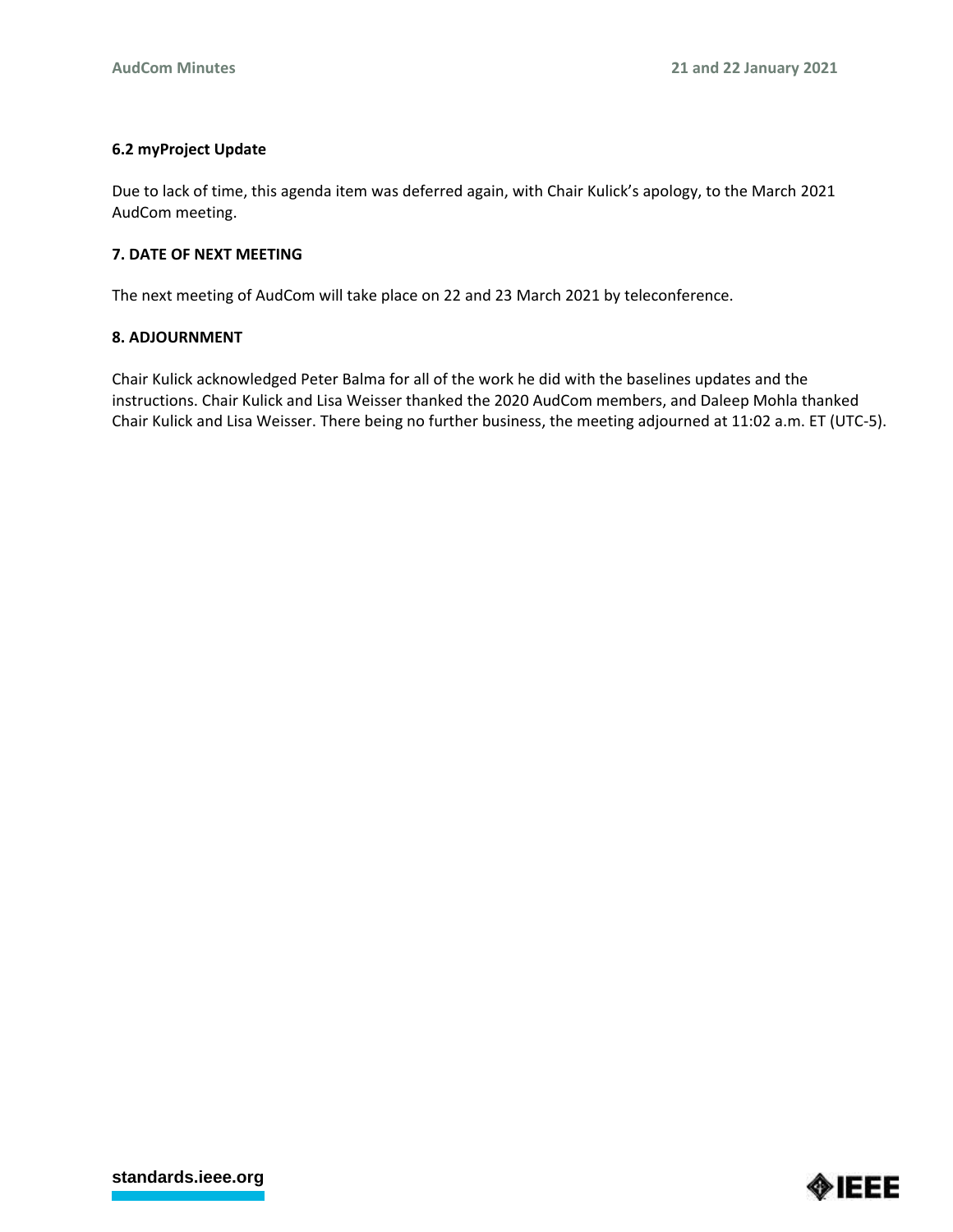**6.2 myProject Update**

Due to lack of time, this agenda item was deferred again, with Chair Kulick's apology, to the March 2021 AudCom meeting.

**7. DATE OF NEXT MEETING**

The next meeting of AudCom will take place on 22 and 23 March 2021 by teleconference.

**8. ADJOURNMENT**

Chair Kulick acknowledged Peter Balma for all of the work he did with the baselines updates and the instructions. Chair Kulick and Lisa Weisser thanked the 2020 AudCom members, and Daleep Mohla thanked Chair Kulick and Lisa Weisser. There being no further business, the meeting adjourned at 11:02 a.m. ET (UTC-5).